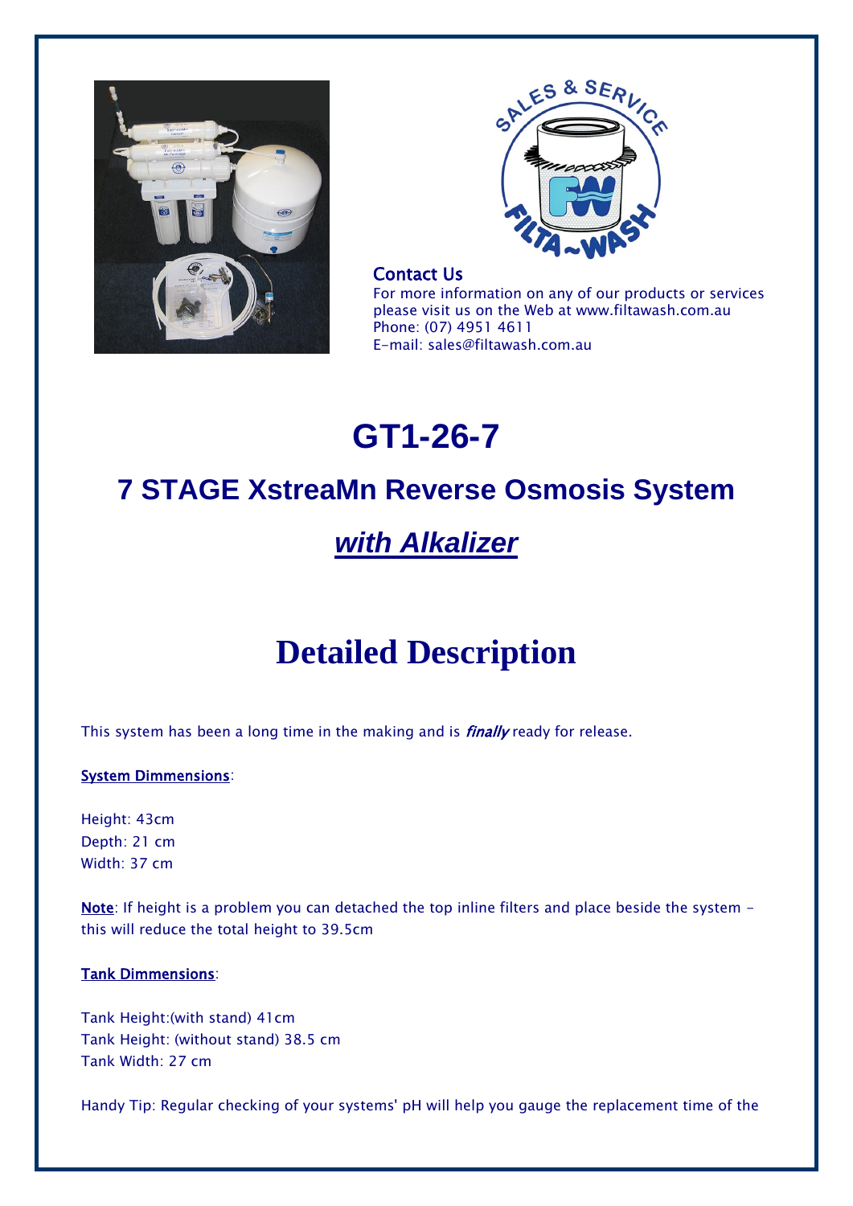Contact Us
For more information on any of our products or services please visit us on the Web at www.filtawash.com.au
Phone: (07) 4951 4611
E-mail: sales@filtawash.com.au

# GT1-26-7

## 7 STAGE XstreaMn Reverse Osmosis System

## *with Alkalizer*

# Detailed Description

This system has been a long time in the making and is *finally* ready for release.

System Dimmensions:

Height: 43cm
Depth: 21 cm
Width: 37 cm

Note: If height is a problem you can detached the top inline filters and place beside the system - this will reduce the total height to 39.5cm

Tank Dimmensions:

Tank Height:(with stand) 41cm
Tank Height: (without stand) 38.5 cm
Tank Width: 27 cm

Handy Tip: Regular checking of your systems' pH will help you gauge the replacement time of the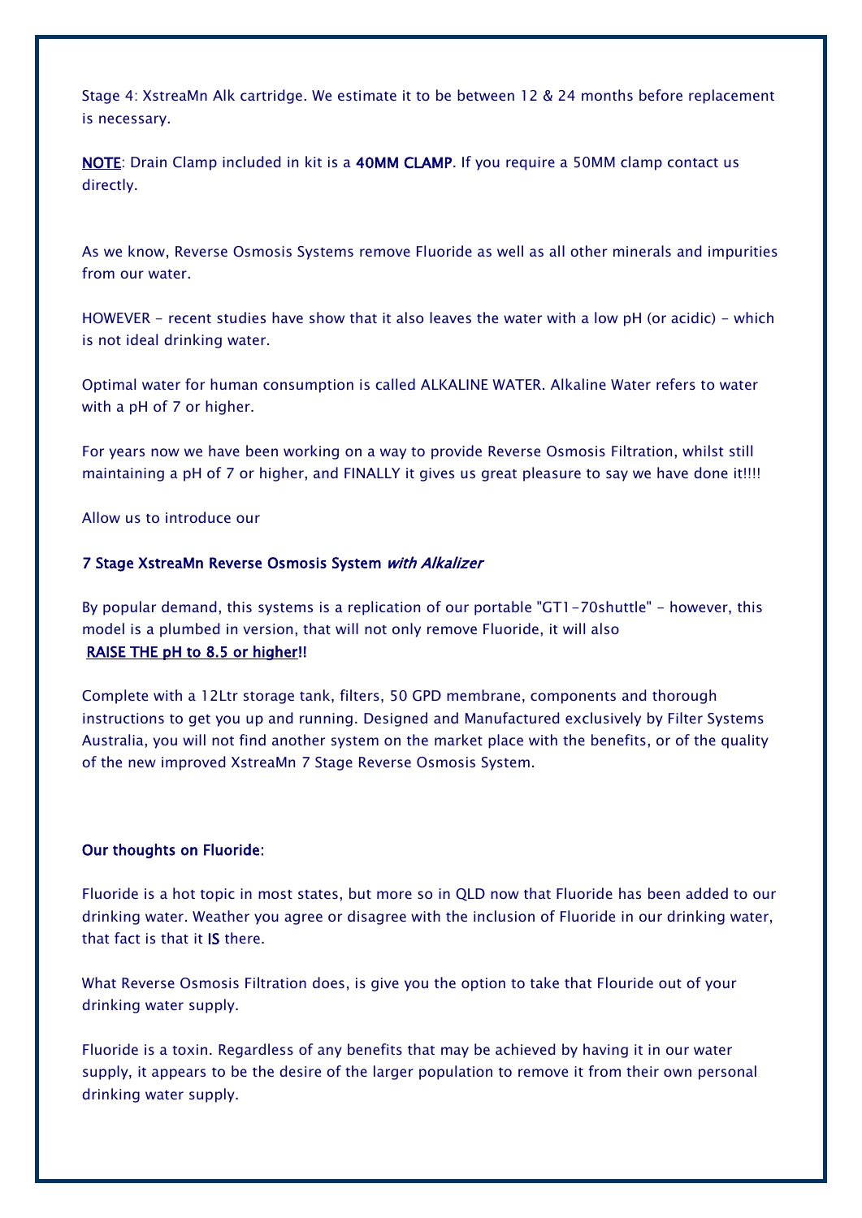Stage 4: XstreaMn Alk cartridge. We estimate it to be between 12 & 24 months before replacement is necessary.

<u>**NOTE**</u>: Drain Clamp included in kit is a **40MM CLAMP**. If you require a 50MM clamp contact us directly.

As we know, Reverse Osmosis Systems remove Fluoride as well as all other minerals and impurities from our water.

HOWEVER - recent studies have show that it also leaves the water with a low pH (or acidic) - which is not ideal drinking water.

Optimal water for human consumption is called ALKALINE WATER. Alkaline Water refers to water with a pH of 7 or higher.

For years now we have been working on a way to provide Reverse Osmosis Filtration, whilst still maintaining a pH of 7 or higher, and FINALLY it gives us great pleasure to say we have done it!!!!

Allow us to introduce our

**7 Stage XstreaMn Reverse Osmosis System *with Alkalizer***

By popular demand, this systems is a replication of our portable "GT1-70shuttle" - however, this model is a plumbed in version, that will not only remove Fluoride, it will also **<u>RAISE THE pH to 8.5 or higher</u>!!**

Complete with a 12Ltr storage tank, filters, 50 GPD membrane, components and thorough instructions to get you up and running. Designed and Manufactured exclusively by Filter Systems Australia, you will not find another system on the market place with the benefits, or of the quality of the new improved XstreaMn 7 Stage Reverse Osmosis System.

**Our thoughts on Fluoride**:

Fluoride is a hot topic in most states, but more so in QLD now that Fluoride has been added to our drinking water. Weather you agree or disagree with the inclusion of Fluoride in our drinking water, that fact is that it **IS** there.

What Reverse Osmosis Filtration does, is give you the option to take that Flouride out of your drinking water supply.

Fluoride is a toxin. Regardless of any benefits that may be achieved by having it in our water supply, it appears to be the desire of the larger population to remove it from their own personal drinking water supply.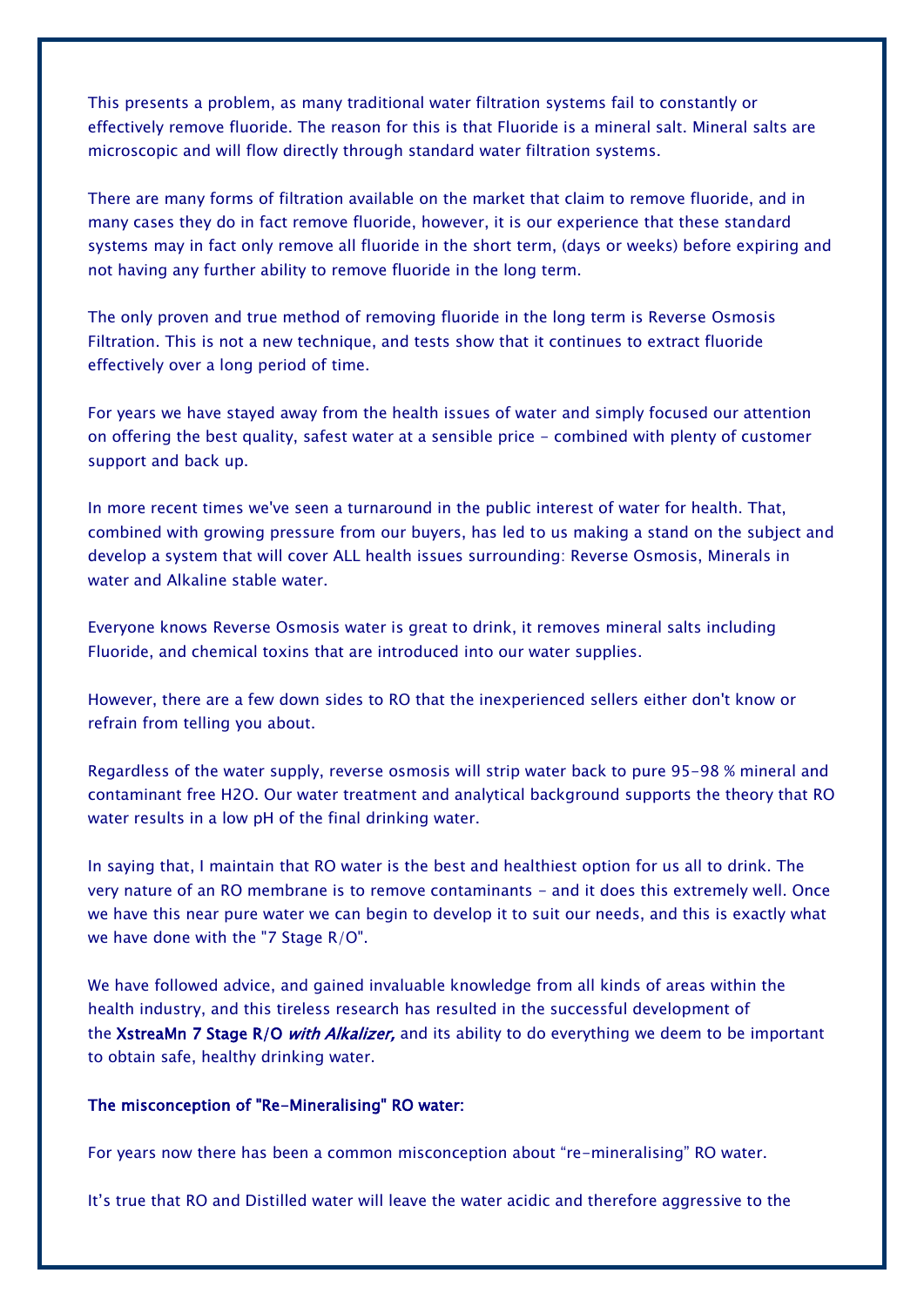This presents a problem, as many traditional water filtration systems fail to constantly or effectively remove fluoride. The reason for this is that Fluoride is a mineral salt. Mineral salts are microscopic and will flow directly through standard water filtration systems.

There are many forms of filtration available on the market that claim to remove fluoride, and in many cases they do in fact remove fluoride, however, it is our experience that these standard systems may in fact only remove all fluoride in the short term, (days or weeks) before expiring and not having any further ability to remove fluoride in the long term.

The only proven and true method of removing fluoride in the long term is Reverse Osmosis Filtration. This is not a new technique, and tests show that it continues to extract fluoride effectively over a long period of time.

For years we have stayed away from the health issues of water and simply focused our attention on offering the best quality, safest water at a sensible price - combined with plenty of customer support and back up.

In more recent times we've seen a turnaround in the public interest of water for health. That, combined with growing pressure from our buyers, has led to us making a stand on the subject and develop a system that will cover ALL health issues surrounding: Reverse Osmosis, Minerals in water and Alkaline stable water.

Everyone knows Reverse Osmosis water is great to drink, it removes mineral salts including Fluoride, and chemical toxins that are introduced into our water supplies.

However, there are a few down sides to RO that the inexperienced sellers either don't know or refrain from telling you about.

Regardless of the water supply, reverse osmosis will strip water back to pure 95-98 % mineral and contaminant free H2O. Our water treatment and analytical background supports the theory that RO water results in a low pH of the final drinking water.

In saying that, I maintain that RO water is the best and healthiest option for us all to drink. The very nature of an RO membrane is to remove contaminants - and it does this extremely well. Once we have this near pure water we can begin to develop it to suit our needs, and this is exactly what we have done with the "7 Stage R/O".

We have followed advice, and gained invaluable knowledge from all kinds of areas within the health industry, and this tireless research has resulted in the successful development of the **XstreaMn 7 Stage R/O** ***with Alkalizer,*** and its ability to do everything we deem to be important to obtain safe, healthy drinking water.

**The misconception of "Re-Mineralising" RO water:**

For years now there has been a common misconception about "re-mineralising" RO water.

It's true that RO and Distilled water will leave the water acidic and therefore aggressive to the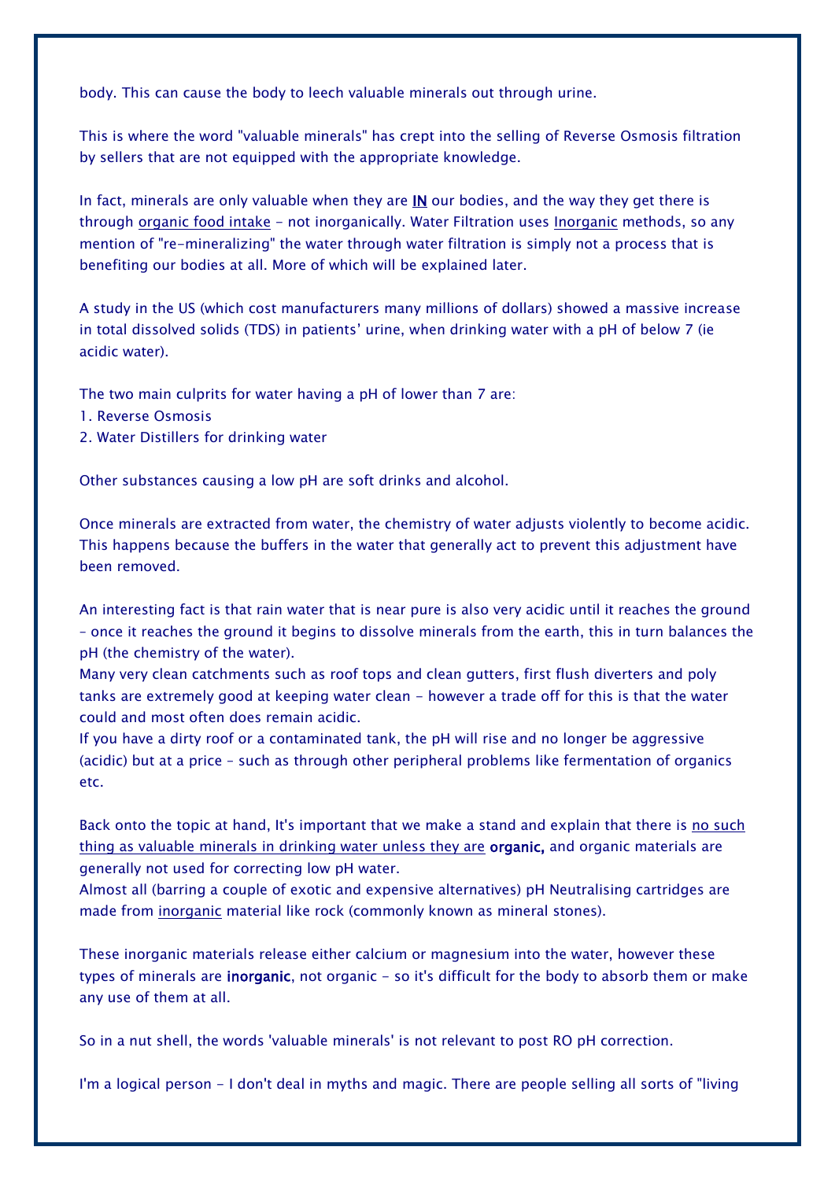body. This can cause the body to leech valuable minerals out through urine.

This is where the word "valuable minerals" has crept into the selling of Reverse Osmosis filtration by sellers that are not equipped with the appropriate knowledge.

In fact, minerals are only valuable when they are **<u>IN</u>** our bodies, and the way they get there is through <u>organic food intake</u> - not inorganically. Water Filtration uses <u>Inorganic</u> methods, so any mention of "re-mineralizing" the water through water filtration is simply not a process that is benefiting our bodies at all. More of which will be explained later.

A study in the US (which cost manufacturers many millions of dollars) showed a massive increase in total dissolved solids (TDS) in patients' urine, when drinking water with a pH of below 7 (ie acidic water).

The two main culprits for water having a pH of lower than 7 are:
1. Reverse Osmosis
2. Water Distillers for drinking water

Other substances causing a low pH are soft drinks and alcohol.

Once minerals are extracted from water, the chemistry of water adjusts violently to become acidic. This happens because the buffers in the water that generally act to prevent this adjustment have been removed.

An interesting fact is that rain water that is near pure is also very acidic until it reaches the ground – once it reaches the ground it begins to dissolve minerals from the earth, this in turn balances the pH (the chemistry of the water).
Many very clean catchments such as roof tops and clean gutters, first flush diverters and poly tanks are extremely good at keeping water clean - however a trade off for this is that the water could and most often does remain acidic.
If you have a dirty roof or a contaminated tank, the pH will rise and no longer be aggressive (acidic) but at a price – such as through other peripheral problems like fermentation of organics etc.

Back onto the topic at hand, It's important that we make a stand and explain that there is <u>no such thing as valuable minerals in drinking water unless they are</u> **organic,** and organic materials are generally not used for correcting low pH water.
Almost all (barring a couple of exotic and expensive alternatives) pH Neutralising cartridges are made from <u>inorganic</u> material like rock (commonly known as mineral stones).

These inorganic materials release either calcium or magnesium into the water, however these types of minerals are **inorganic**, not organic - so it's difficult for the body to absorb them or make any use of them at all.

So in a nut shell, the words 'valuable minerals' is not relevant to post RO pH correction.

I'm a logical person - I don't deal in myths and magic. There are people selling all sorts of "living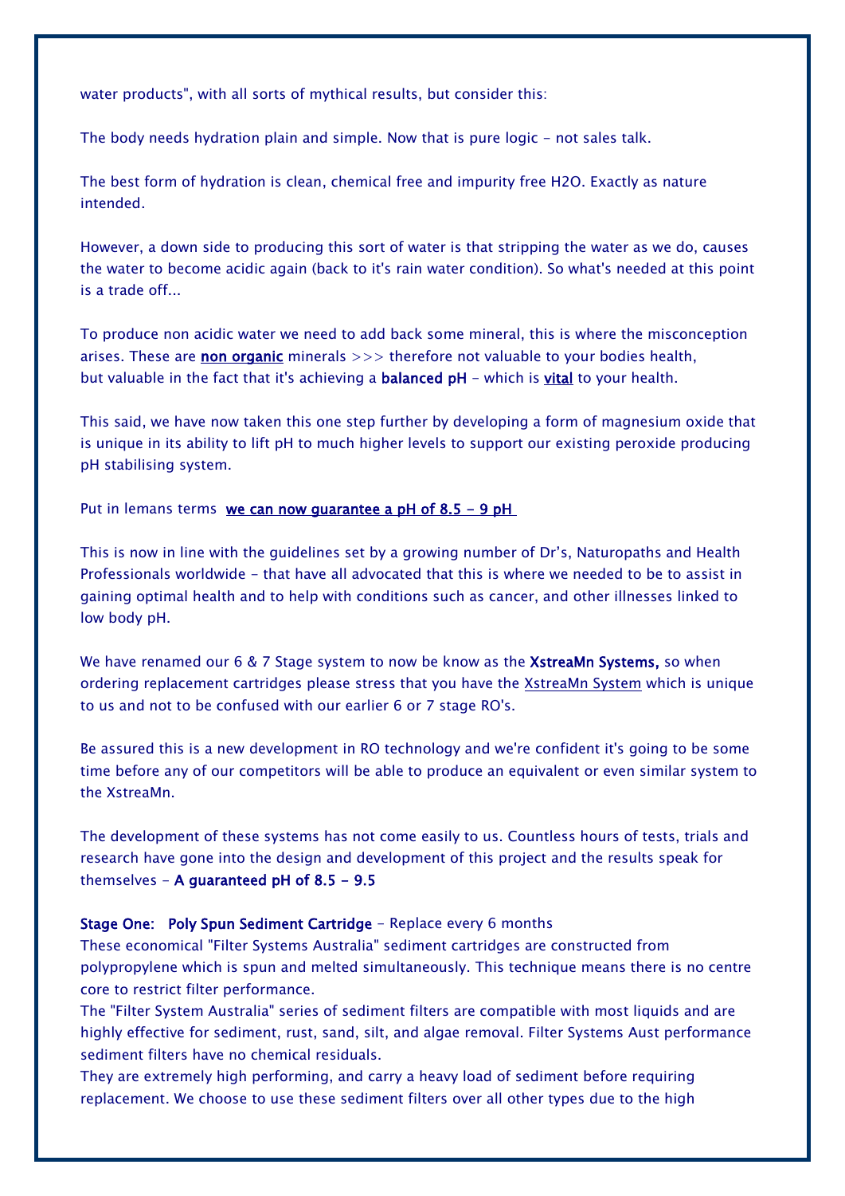water products", with all sorts of mythical results, but consider this:

The body needs hydration plain and simple. Now that is pure logic - not sales talk.

The best form of hydration is clean, chemical free and impurity free H2O. Exactly as nature intended.

However, a down side to producing this sort of water is that stripping the water as we do, causes the water to become acidic again (back to it's rain water condition). So what's needed at this point is a trade off...

To produce non acidic water we need to add back some mineral, this is where the misconception arises. These are **non organic** minerals >>> therefore not valuable to your bodies health, but valuable in the fact that it's achieving a **balanced pH** - which is **vital** to your health.

This said, we have now taken this one step further by developing a form of magnesium oxide that is unique in its ability to lift pH to much higher levels to support our existing peroxide producing pH stabilising system.

Put in lemans terms **we can now guarantee a pH of 8.5 - 9 pH**

This is now in line with the guidelines set by a growing number of Dr's, Naturopaths and Health Professionals worldwide - that have all advocated that this is where we needed to be to assist in gaining optimal health and to help with conditions such as cancer, and other illnesses linked to low body pH.

We have renamed our 6 & 7 Stage system to now be know as the **XstreaMn Systems,** so when ordering replacement cartridges please stress that you have the XstreaMn System which is unique to us and not to be confused with our earlier 6 or 7 stage RO's.

Be assured this is a new development in RO technology and we're confident it's going to be some time before any of our competitors will be able to produce an equivalent or even similar system to the XstreaMn.

The development of these systems has not come easily to us. Countless hours of tests, trials and research have gone into the design and development of this project and the results speak for themselves - **A guaranteed pH of 8.5 - 9.5**

**Stage One: Poly Spun Sediment Cartridge** - Replace every 6 months
These economical "Filter Systems Australia" sediment cartridges are constructed from polypropylene which is spun and melted simultaneously. This technique means there is no centre core to restrict filter performance.
The "Filter System Australia" series of sediment filters are compatible with most liquids and are highly effective for sediment, rust, sand, silt, and algae removal. Filter Systems Aust performance sediment filters have no chemical residuals.
They are extremely high performing, and carry a heavy load of sediment before requiring replacement. We choose to use these sediment filters over all other types due to the high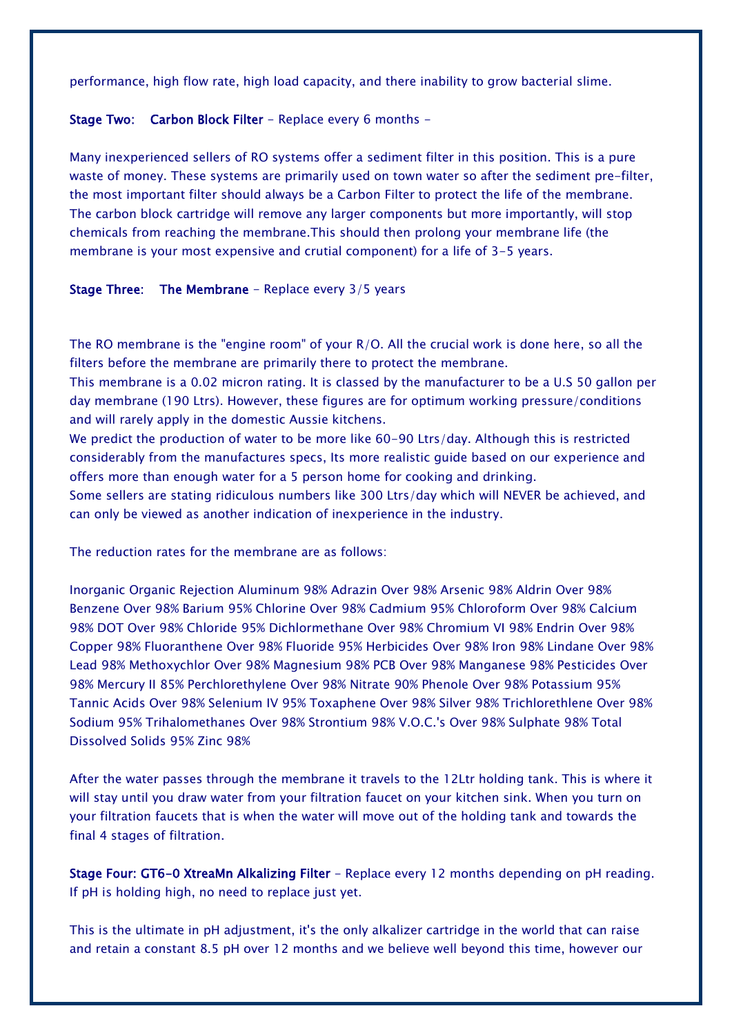performance, high flow rate, high load capacity, and there inability to grow bacterial slime.

**Stage Two: Carbon Block Filter** - Replace every 6 months -

Many inexperienced sellers of RO systems offer a sediment filter in this position. This is a pure waste of money. These systems are primarily used on town water so after the sediment pre-filter, the most important filter should always be a Carbon Filter to protect the life of the membrane. The carbon block cartridge will remove any larger components but more importantly, will stop chemicals from reaching the membrane.This should then prolong your membrane life (the membrane is your most expensive and crutial component) for a life of 3-5 years.

**Stage Three: The Membrane** - Replace every 3/5 years

The RO membrane is the "engine room" of your R/O. All the crucial work is done here, so all the filters before the membrane are primarily there to protect the membrane.
This membrane is a 0.02 micron rating. It is classed by the manufacturer to be a U.S 50 gallon per day membrane (190 Ltrs). However, these figures are for optimum working pressure/conditions and will rarely apply in the domestic Aussie kitchens.
We predict the production of water to be more like 60-90 Ltrs/day. Although this is restricted considerably from the manufactures specs, Its more realistic guide based on our experience and offers more than enough water for a 5 person home for cooking and drinking.
Some sellers are stating ridiculous numbers like 300 Ltrs/day which will NEVER be achieved, and can only be viewed as another indication of inexperience in the industry.

The reduction rates for the membrane are as follows:

Inorganic Organic Rejection Aluminum 98% Adrazin Over 98% Arsenic 98% Aldrin Over 98% Benzene Over 98% Barium 95% Chlorine Over 98% Cadmium 95% Chloroform Over 98% Calcium 98% DOT Over 98% Chloride 95% Dichlormethane Over 98% Chromium VI 98% Endrin Over 98% Copper 98% Fluoranthene Over 98% Fluoride 95% Herbicides Over 98% Iron 98% Lindane Over 98% Lead 98% Methoxychlor Over 98% Magnesium 98% PCB Over 98% Manganese 98% Pesticides Over 98% Mercury II 85% Perchlorethylene Over 98% Nitrate 90% Phenole Over 98% Potassium 95% Tannic Acids Over 98% Selenium IV 95% Toxaphene Over 98% Silver 98% Trichlorethlene Over 98% Sodium 95% Trihalomethanes Over 98% Strontium 98% V.O.C.'s Over 98% Sulphate 98% Total Dissolved Solids 95% Zinc 98%

After the water passes through the membrane it travels to the 12Ltr holding tank. This is where it will stay until you draw water from your filtration faucet on your kitchen sink. When you turn on your filtration faucets that is when the water will move out of the holding tank and towards the final 4 stages of filtration.

**Stage Four: GT6-0 XtreaMn Alkalizing Filter** - Replace every 12 months depending on pH reading. If pH is holding high, no need to replace just yet.

This is the ultimate in pH adjustment, it's the only alkalizer cartridge in the world that can raise and retain a constant 8.5 pH over 12 months and we believe well beyond this time, however our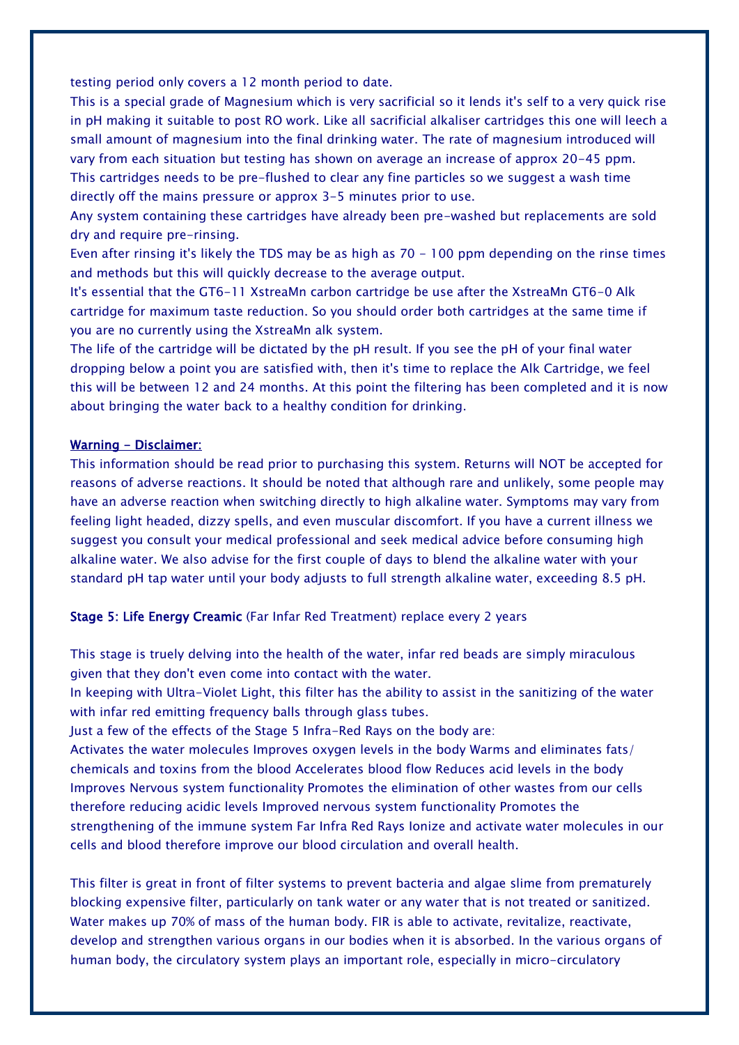testing period only covers a 12 month period to date.
This is a special grade of Magnesium which is very sacrificial so it lends it's self to a very quick rise in pH making it suitable to post RO work. Like all sacrificial alkaliser cartridges this one will leech a small amount of magnesium into the final drinking water. The rate of magnesium introduced will vary from each situation but testing has shown on average an increase of approx 20-45 ppm.
This cartridges needs to be pre-flushed to clear any fine particles so we suggest a wash time directly off the mains pressure or approx 3-5 minutes prior to use.
Any system containing these cartridges have already been pre-washed but replacements are sold dry and require pre-rinsing.
Even after rinsing it's likely the TDS may be as high as 70 - 100 ppm depending on the rinse times and methods but this will quickly decrease to the average output.
It's essential that the GT6-11 XstreaMn carbon cartridge be use after the XstreaMn GT6-0 Alk cartridge for maximum taste reduction. So you should order both cartridges at the same time if you are no currently using the XstreaMn alk system.
The life of the cartridge will be dictated by the pH result. If you see the pH of your final water dropping below a point you are satisfied with, then it's time to replace the Alk Cartridge, we feel this will be between 12 and 24 months. At this point the filtering has been completed and it is now about bringing the water back to a healthy condition for drinking.

**Warning - Disclaimer:**
This information should be read prior to purchasing this system. Returns will NOT be accepted for reasons of adverse reactions. It should be noted that although rare and unlikely, some people may have an adverse reaction when switching directly to high alkaline water. Symptoms may vary from feeling light headed, dizzy spells, and even muscular discomfort. If you have a current illness we suggest you consult your medical professional and seek medical advice before consuming high alkaline water. We also advise for the first couple of days to blend the alkaline water with your standard pH tap water until your body adjusts to full strength alkaline water, exceeding 8.5 pH.

**Stage 5: Life Energy Creamic** (Far Infar Red Treatment) replace every 2 years

This stage is truely delving into the health of the water, infar red beads are simply miraculous given that they don't even come into contact with the water.
In keeping with Ultra-Violet Light, this filter has the ability to assist in the sanitizing of the water with infar red emitting frequency balls through glass tubes.
Just a few of the effects of the Stage 5 Infra-Red Rays on the body are:
Activates the water molecules Improves oxygen levels in the body Warms and eliminates fats/ chemicals and toxins from the blood Accelerates blood flow Reduces acid levels in the body Improves Nervous system functionality Promotes the elimination of other wastes from our cells therefore reducing acidic levels Improved nervous system functionality Promotes the strengthening of the immune system Far Infra Red Rays Ionize and activate water molecules in our cells and blood therefore improve our blood circulation and overall health.

This filter is great in front of filter systems to prevent bacteria and algae slime from prematurely blocking expensive filter, particularly on tank water or any water that is not treated or sanitized.
Water makes up 70% of mass of the human body. FIR is able to activate, revitalize, reactivate, develop and strengthen various organs in our bodies when it is absorbed. In the various organs of human body, the circulatory system plays an important role, especially in micro-circulatory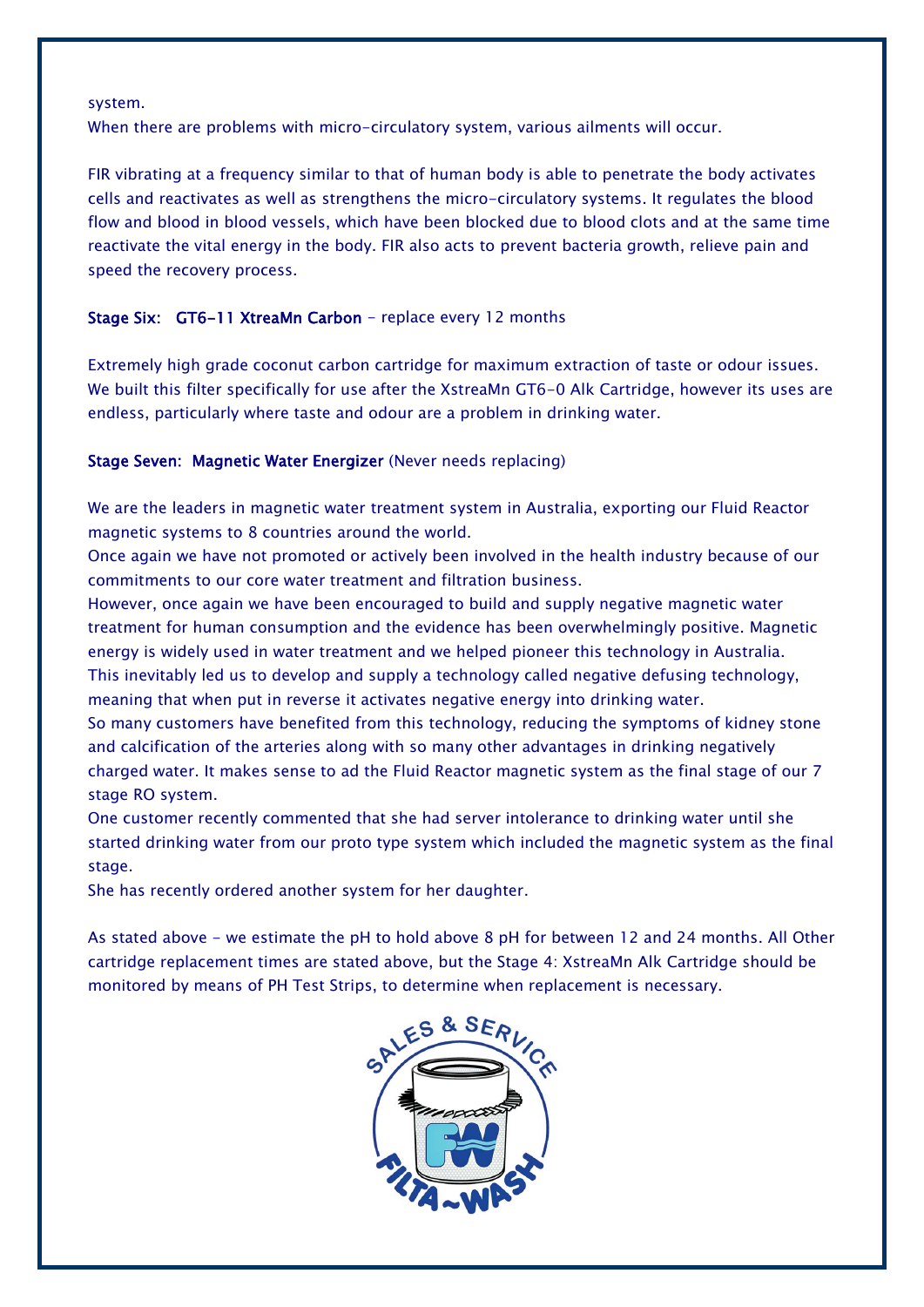system.
When there are problems with micro-circulatory system, various ailments will occur.

FIR vibrating at a frequency similar to that of human body is able to penetrate the body activates cells and reactivates as well as strengthens the micro-circulatory systems. It regulates the blood flow and blood in blood vessels, which have been blocked due to blood clots and at the same time reactivate the vital energy in the body. FIR also acts to prevent bacteria growth, relieve pain and speed the recovery process.

**Stage Six: GT6-11 XtreaMn Carbon** – replace every 12 months

Extremely high grade coconut carbon cartridge for maximum extraction of taste or odour issues. We built this filter specifically for use after the XstreaMn GT6-0 Alk Cartridge, however its uses are endless, particularly where taste and odour are a problem in drinking water.

**Stage Seven: Magnetic Water Energizer** (Never needs replacing)

We are the leaders in magnetic water treatment system in Australia, exporting our Fluid Reactor magnetic systems to 8 countries around the world.
Once again we have not promoted or actively been involved in the health industry because of our commitments to our core water treatment and filtration business.
However, once again we have been encouraged to build and supply negative magnetic water treatment for human consumption and the evidence has been overwhelmingly positive. Magnetic energy is widely used in water treatment and we helped pioneer this technology in Australia.
This inevitably led us to develop and supply a technology called negative defusing technology, meaning that when put in reverse it activates negative energy into drinking water.
So many customers have benefited from this technology, reducing the symptoms of kidney stone and calcification of the arteries along with so many other advantages in drinking negatively charged water. It makes sense to ad the Fluid Reactor magnetic system as the final stage of our 7 stage RO system.
One customer recently commented that she had server intolerance to drinking water until she started drinking water from our proto type system which included the magnetic system as the final stage.
She has recently ordered another system for her daughter.

As stated above – we estimate the pH to hold above 8 pH for between 12 and 24 months. All Other cartridge replacement times are stated above, but the Stage 4: XstreaMn Alk Cartridge should be monitored by means of PH Test Strips, to determine when replacement is necessary.

SALES & SERVICE
FW
FILTA~WASH